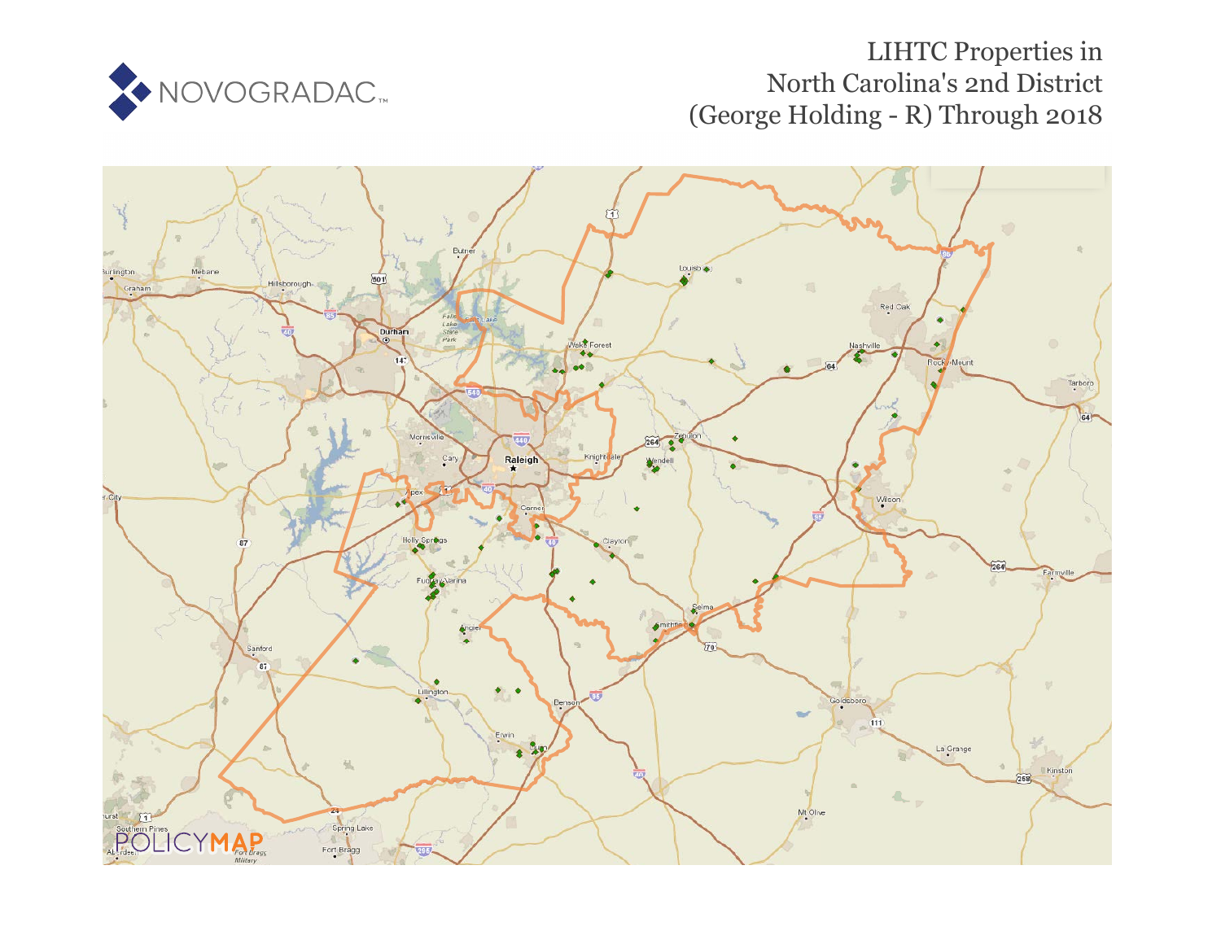NOVOGRADAC

# LIHTC Properties in North Carolina's 2nd District (George Holding - R) Through 2018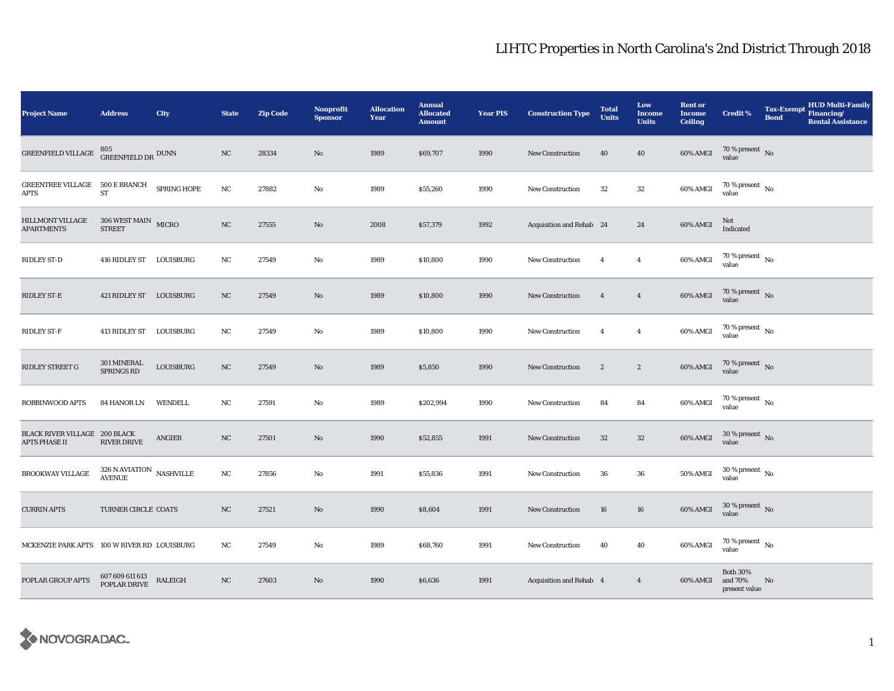# LIHTC Properties in North Carolina's 2nd District Through 2018

| Project Name | Address | City | State | Zip Code | Nonprofit Sponsor | Allocation Year | Annual Allocated Amount | Year PIS | Construction Type | Total Units | Low Income Units | Rent or Income Ceiling | Credit % | Tax-Exempt Bond | HUD Multi-Family Financing/ Rental Assistance |
|---|---|---|---|---|---|---|---|---|---|---|---|---|---|---|---|
| GREENFIELD VILLAGE | 805 GREENFIELD DR | DUNN | NC | 28334 | No | 1989 | $69,707 | 1990 | New Construction | 40 | 40 | 60% AMGI | 70 % present value | No | |
| GREENTREE VILLAGE APTS | 500 E BRANCH ST | SPRING HOPE | NC | 27882 | No | 1989 | $55,260 | 1990 | New Construction | 32 | 32 | 60% AMGI | 70 % present value | No | |
| HILLMONT VILLAGE APARTMENTS | 306 WEST MAIN STREET | MICRO | NC | 27555 | No | 2008 | $57,379 | 1992 | Acquisition and Rehab | 24 | 24 | 60% AMGI | Not Indicated | | |
| RIDLEY ST-D | 416 RIDLEY ST | LOUISBURG | NC | 27549 | No | 1989 | $10,800 | 1990 | New Construction | 4 | 4 | 60% AMGI | 70 % present value | No | |
| RIDLEY ST-E | 421 RIDLEY ST | LOUISBURG | NC | 27549 | No | 1989 | $10,800 | 1990 | New Construction | 4 | 4 | 60% AMGI | 70 % present value | No | |
| RIDLEY ST-F | 413 RIDLEY ST | LOUISBURG | NC | 27549 | No | 1989 | $10,800 | 1990 | New Construction | 4 | 4 | 60% AMGI | 70 % present value | No | |
| RIDLEY STREET G | 301 MINERAL SPRINGS RD | LOUISBURG | NC | 27549 | No | 1989 | $5,850 | 1990 | New Construction | 2 | 2 | 60% AMGI | 70 % present value | No | |
| ROBBINWOOD APTS | 84 HANOR LN | WENDELL | NC | 27591 | No | 1989 | $202,994 | 1990 | New Construction | 84 | 84 | 60% AMGI | 70 % present value | No | |
| BLACK RIVER VILLAGE APTS PHASE II | 200 BLACK RIVER DRIVE | ANGIER | NC | 27501 | No | 1990 | $52,855 | 1991 | New Construction | 32 | 32 | 60% AMGI | 30 % present value | No | |
| BROOKWAY VILLAGE | 326 N AVIATION AVENUE | NASHVILLE | NC | 27856 | No | 1991 | $55,836 | 1991 | New Construction | 36 | 36 | 50% AMGI | 30 % present value | No | |
| CURRIN APTS | TURNER CIRCLE | COATS | NC | 27521 | No | 1990 | $8,604 | 1991 | New Construction | 16 | 16 | 60% AMGI | 30 % present value | No | |
| MCKENZIE PARK APTS | 100 W RIVER RD | LOUISBURG | NC | 27549 | No | 1989 | $68,760 | 1991 | New Construction | 40 | 40 | 60% AMGI | 70 % present value | No | |
| POPLAR GROUP APTS | 607 609 611 613 POPLAR DRIVE | RALEIGH | NC | 27603 | No | 1990 | $6,636 | 1991 | Acquisition and Rehab | 4 | 4 | 60% AMGI | Both 30% and 70% present value | No | |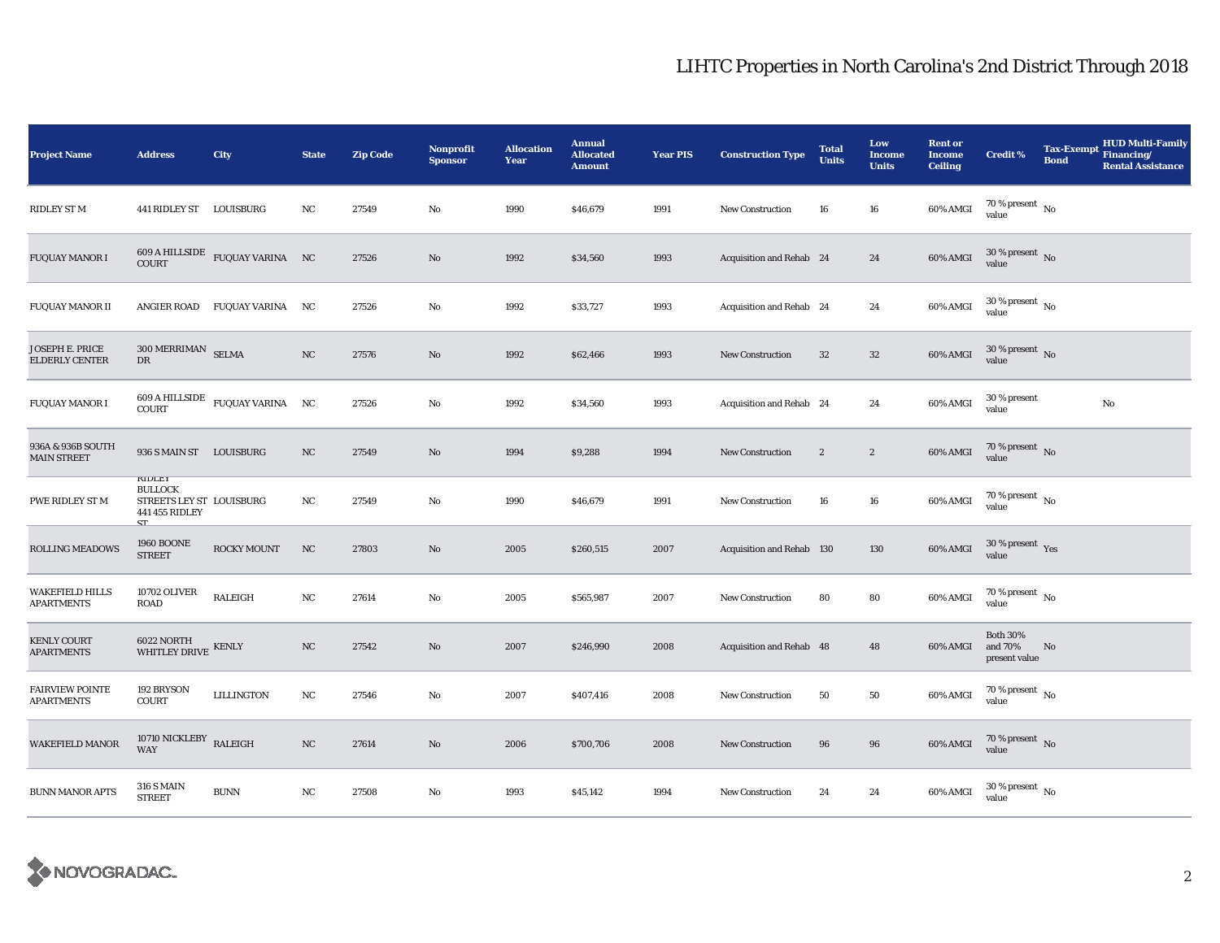# LIHTC Properties in North Carolina's 2nd District Through 2018

| Project Name | Address | City | State | Zip Code | Nonprofit Sponsor | Allocation Year | Annual Allocated Amount | Year PIS | Construction Type | Total Units | Low Income Units | Rent or Income Ceiling | Credit % | Tax-Exempt Bond | HUD Multi-Family Financing/ Rental Assistance |
|---|---|---|---|---|---|---|---|---|---|---|---|---|---|---|---|
| RIDLEY ST M | 441 RIDLEY ST | LOUISBURG | NC | 27549 | No | 1990 | $46,679 | 1991 | New Construction | 16 | 16 | 60% AMGI | 70 % present value | No | |
| FUQUAY MANOR I | 609 A HILLSIDE COURT | FUQUAY VARINA | NC | 27526 | No | 1992 | $34,560 | 1993 | Acquisition and Rehab | 24 | 24 | 60% AMGI | 30 % present value | No | |
| FUQUAY MANOR II | ANGIER ROAD | FUQUAY VARINA | NC | 27526 | No | 1992 | $33,727 | 1993 | Acquisition and Rehab | 24 | 24 | 60% AMGI | 30 % present value | No | |
| JOSEPH E. PRICE ELDERLY CENTER | 300 MERRIMAN DR | SELMA | NC | 27576 | No | 1992 | $62,466 | 1993 | New Construction | 32 | 32 | 60% AMGI | 30 % present value | No | |
| FUQUAY MANOR I | 609 A HILLSIDE COURT | FUQUAY VARINA | NC | 27526 | No | 1992 | $34,560 | 1993 | Acquisition and Rehab | 24 | 24 | 60% AMGI | 30 % present value | | No |
| 936A & 936B SOUTH MAIN STREET | 936 S MAIN ST | LOUISBURG | NC | 27549 | No | 1994 | $9,288 | 1994 | New Construction | 2 | 2 | 60% AMGI | 70 % present value | No | |
| PWE RIDLEY ST M | RIDLEY BULLOCK STREETS LEY ST 441 455 RIDLEY ST | LOUISBURG | NC | 27549 | No | 1990 | $46,679 | 1991 | New Construction | 16 | 16 | 60% AMGI | 70 % present value | No | |
| ROLLING MEADOWS | 1960 BOONE STREET | ROCKY MOUNT | NC | 27803 | No | 2005 | $260,515 | 2007 | Acquisition and Rehab | 130 | 130 | 60% AMGI | 30 % present value | Yes | |
| WAKEFIELD HILLS APARTMENTS | 10702 OLIVER ROAD | RALEIGH | NC | 27614 | No | 2005 | $565,987 | 2007 | New Construction | 80 | 80 | 60% AMGI | 70 % present value | No | |
| KENLY COURT APARTMENTS | 6022 NORTH WHITLEY DRIVE | KENLY | NC | 27542 | No | 2007 | $246,990 | 2008 | Acquisition and Rehab | 48 | 48 | 60% AMGI | Both 30% and 70% present value | No | |
| FAIRVIEW POINTE APARTMENTS | 192 BRYSON COURT | LILLINGTON | NC | 27546 | No | 2007 | $407,416 | 2008 | New Construction | 50 | 50 | 60% AMGI | 70 % present value | No | |
| WAKEFIELD MANOR | 10710 NICKLEBY WAY | RALEIGH | NC | 27614 | No | 2006 | $700,706 | 2008 | New Construction | 96 | 96 | 60% AMGI | 70 % present value | No | |
| BUNN MANOR APTS | 316 S MAIN STREET | BUNN | NC | 27508 | No | 1993 | $45,142 | 1994 | New Construction | 24 | 24 | 60% AMGI | 30 % present value | No | |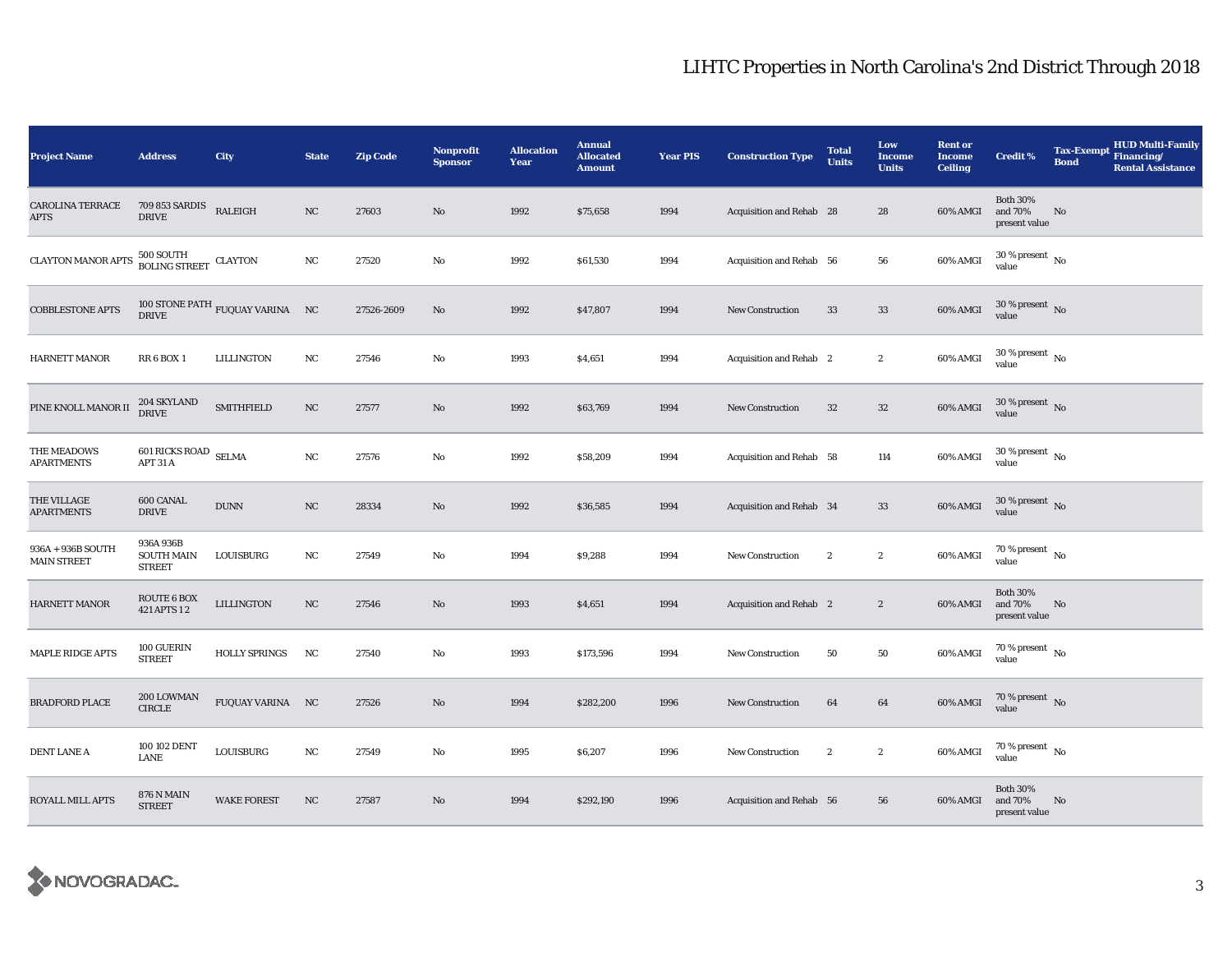# LIHTC Properties in North Carolina's 2nd District Through 2018

| Project Name | Address | City | State | Zip Code | Nonprofit Sponsor | Allocation Year | Annual Allocated Amount | Year PIS | Construction Type | Total Units | Low Income Units | Rent or Income Ceiling | Credit % | Tax-Exempt Bond | HUD Multi-Family Financing/ Rental Assistance |
|---|---|---|---|---|---|---|---|---|---|---|---|---|---|---|---|
| CAROLINA TERRACE APTS | 709 853 SARDIS DRIVE | RALEIGH | NC | 27603 | No | 1992 | $75,658 | 1994 | Acquisition and Rehab | 28 | 28 | 60% AMGI | Both 30% and 70% present value | No | |
| CLAYTON MANOR APTS | 500 SOUTH BOLING STREET | CLAYTON | NC | 27520 | No | 1992 | $61,530 | 1994 | Acquisition and Rehab | 56 | 56 | 60% AMGI | 30 % present value | No | |
| COBBLESTONE APTS | 100 STONE PATH DRIVE | FUQUAY VARINA | NC | 27526-2609 | No | 1992 | $47,807 | 1994 | New Construction | 33 | 33 | 60% AMGI | 30 % present value | No | |
| HARNETT MANOR | RR 6 BOX 1 | LILLINGTON | NC | 27546 | No | 1993 | $4,651 | 1994 | Acquisition and Rehab | 2 | 2 | 60% AMGI | 30 % present value | No | |
| PINE KNOLL MANOR II | 204 SKYLAND DRIVE | SMITHFIELD | NC | 27577 | No | 1992 | $63,769 | 1994 | New Construction | 32 | 32 | 60% AMGI | 30 % present value | No | |
| THE MEADOWS APARTMENTS | 601 RICKS ROAD APT 31 A | SELMA | NC | 27576 | No | 1992 | $58,209 | 1994 | Acquisition and Rehab | 58 | 114 | 60% AMGI | 30 % present value | No | |
| THE VILLAGE APARTMENTS | 600 CANAL DRIVE | DUNN | NC | 28334 | No | 1992 | $36,585 | 1994 | Acquisition and Rehab | 34 | 33 | 60% AMGI | 30 % present value | No | |
| 936A + 936B SOUTH MAIN STREET | 936A 936B SOUTH MAIN STREET | LOUISBURG | NC | 27549 | No | 1994 | $9,288 | 1994 | New Construction | 2 | 2 | 60% AMGI | 70 % present value | No | |
| HARNETT MANOR | ROUTE 6 BOX 421 APTS 1 2 | LILLINGTON | NC | 27546 | No | 1993 | $4,651 | 1994 | Acquisition and Rehab | 2 | 2 | 60% AMGI | Both 30% and 70% present value | No | |
| MAPLE RIDGE APTS | 100 GUERIN STREET | HOLLY SPRINGS | NC | 27540 | No | 1993 | $173,596 | 1994 | New Construction | 50 | 50 | 60% AMGI | 70 % present value | No | |
| BRADFORD PLACE | 200 LOWMAN CIRCLE | FUQUAY VARINA | NC | 27526 | No | 1994 | $282,200 | 1996 | New Construction | 64 | 64 | 60% AMGI | 70 % present value | No | |
| DENT LANE A | 100 102 DENT LANE | LOUISBURG | NC | 27549 | No | 1995 | $6,207 | 1996 | New Construction | 2 | 2 | 60% AMGI | 70 % present value | No | |
| ROYALL MILL APTS | 876 N MAIN STREET | WAKE FOREST | NC | 27587 | No | 1994 | $292,190 | 1996 | Acquisition and Rehab | 56 | 56 | 60% AMGI | Both 30% and 70% present value | No | |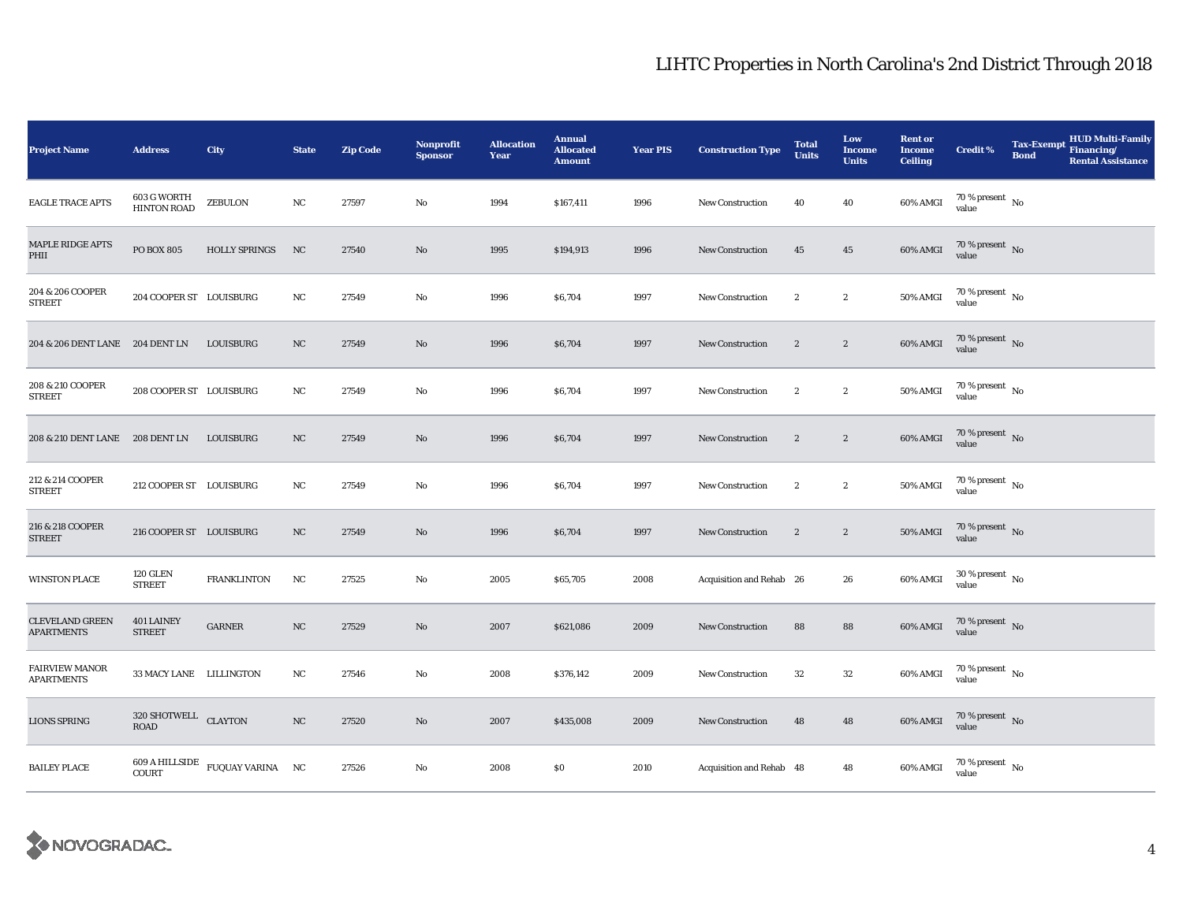# LIHTC Properties in North Carolina's 2nd District Through 2018

| Project Name | Address | City | State | Zip Code | Nonprofit Sponsor | Allocation Year | Annual Allocated Amount | Year PIS | Construction Type | Total Units | Low Income Units | Rent or Income Ceiling | Credit % | Tax-Exempt Bond | HUD Multi-Family Financing/ Rental Assistance |
|---|---|---|---|---|---|---|---|---|---|---|---|---|---|---|---|
| EAGLE TRACE APTS | 603 G WORTH HINTON ROAD | ZEBULON | NC | 27597 | No | 1994 | $167,411 | 1996 | New Construction | 40 | 40 | 60% AMGI | 70 % present value | No | |
| MAPLE RIDGE APTS PHII | PO BOX 805 | HOLLY SPRINGS | NC | 27540 | No | 1995 | $194,913 | 1996 | New Construction | 45 | 45 | 60% AMGI | 70 % present value | No | |
| 204 & 206 COOPER STREET | 204 COOPER ST | LOUISBURG | NC | 27549 | No | 1996 | $6,704 | 1997 | New Construction | 2 | 2 | 50% AMGI | 70 % present value | No | |
| 204 & 206 DENT LANE | 204 DENT LN | LOUISBURG | NC | 27549 | No | 1996 | $6,704 | 1997 | New Construction | 2 | 2 | 60% AMGI | 70 % present value | No | |
| 208 & 210 COOPER STREET | 208 COOPER ST | LOUISBURG | NC | 27549 | No | 1996 | $6,704 | 1997 | New Construction | 2 | 2 | 50% AMGI | 70 % present value | No | |
| 208 & 210 DENT LANE | 208 DENT LN | LOUISBURG | NC | 27549 | No | 1996 | $6,704 | 1997 | New Construction | 2 | 2 | 60% AMGI | 70 % present value | No | |
| 212 & 214 COOPER STREET | 212 COOPER ST | LOUISBURG | NC | 27549 | No | 1996 | $6,704 | 1997 | New Construction | 2 | 2 | 50% AMGI | 70 % present value | No | |
| 216 & 218 COOPER STREET | 216 COOPER ST | LOUISBURG | NC | 27549 | No | 1996 | $6,704 | 1997 | New Construction | 2 | 2 | 50% AMGI | 70 % present value | No | |
| WINSTON PLACE | 120 GLEN STREET | FRANKLINTON | NC | 27525 | No | 2005 | $65,705 | 2008 | Acquisition and Rehab | 26 | 26 | 60% AMGI | 30 % present value | No | |
| CLEVELAND GREEN APARTMENTS | 401 LAINEY STREET | GARNER | NC | 27529 | No | 2007 | $621,086 | 2009 | New Construction | 88 | 88 | 60% AMGI | 70 % present value | No | |
| FAIRVIEW MANOR APARTMENTS | 33 MACY LANE | LILLINGTON | NC | 27546 | No | 2008 | $376,142 | 2009 | New Construction | 32 | 32 | 60% AMGI | 70 % present value | No | |
| LIONS SPRING | 320 SHOTWELL ROAD | CLAYTON | NC | 27520 | No | 2007 | $435,008 | 2009 | New Construction | 48 | 48 | 60% AMGI | 70 % present value | No | |
| BAILEY PLACE | 609 A HILLSIDE COURT | FUQUAY VARINA | NC | 27526 | No | 2008 | $0 | 2010 | Acquisition and Rehab | 48 | 48 | 60% AMGI | 70 % present value | No | |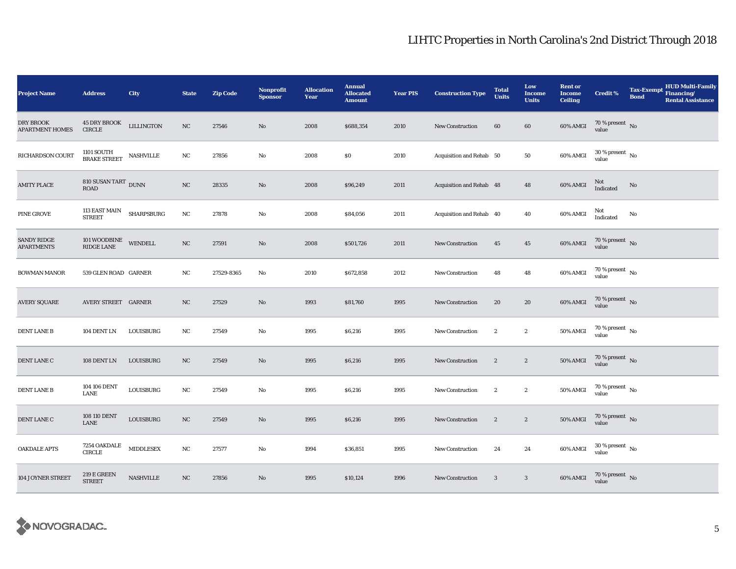# LIHTC Properties in North Carolina's 2nd District Through 2018

| Project Name | Address | City | State | Zip Code | Nonprofit Sponsor | Allocation Year | Annual Allocated Amount | Year PIS | Construction Type | Total Units | Low Income Units | Rent or Income Ceiling | Credit % | Tax-Exempt Bond | HUD Multi-Family Financing/ Rental Assistance |
|---|---|---|---|---|---|---|---|---|---|---|---|---|---|---|---|
| DRY BROOK APARTMENT HOMES | 45 DRY BROOK CIRCLE | LILLINGTON | NC | 27546 | No | 2008 | $688,354 | 2010 | New Construction | 60 | 60 | 60% AMGI | 70 % present value | No | |
| RICHARDSON COURT | 1101 SOUTH BRAKE STREET | NASHVILLE | NC | 27856 | No | 2008 | $0 | 2010 | Acquisition and Rehab | 50 | 50 | 60% AMGI | 30 % present value | No | |
| AMITY PLACE | 810 SUSAN TART ROAD | DUNN | NC | 28335 | No | 2008 | $96,249 | 2011 | Acquisition and Rehab | 48 | 48 | 60% AMGI | Not Indicated | No | |
| PINE GROVE | 113 EAST MAIN STREET | SHARPSBURG | NC | 27878 | No | 2008 | $84,056 | 2011 | Acquisition and Rehab | 40 | 40 | 60% AMGI | Not Indicated | No | |
| SANDY RIDGE APARTMENTS | 101 WOODBINE RIDGE LANE | WENDELL | NC | 27591 | No | 2008 | $501,726 | 2011 | New Construction | 45 | 45 | 60% AMGI | 70 % present value | No | |
| BOWMAN MANOR | 539 GLEN ROAD | GARNER | NC | 27529-8365 | No | 2010 | $672,858 | 2012 | New Construction | 48 | 48 | 60% AMGI | 70 % present value | No | |
| AVERY SQUARE | AVERY STREET | GARNER | NC | 27529 | No | 1993 | $81,760 | 1995 | New Construction | 20 | 20 | 60% AMGI | 70 % present value | No | |
| DENT LANE B | 104 DENT LN | LOUISBURG | NC | 27549 | No | 1995 | $6,216 | 1995 | New Construction | 2 | 2 | 50% AMGI | 70 % present value | No | |
| DENT LANE C | 108 DENT LN | LOUISBURG | NC | 27549 | No | 1995 | $6,216 | 1995 | New Construction | 2 | 2 | 50% AMGI | 70 % present value | No | |
| DENT LANE B | 104 106 DENT LANE | LOUISBURG | NC | 27549 | No | 1995 | $6,216 | 1995 | New Construction | 2 | 2 | 50% AMGI | 70 % present value | No | |
| DENT LANE C | 108 110 DENT LANE | LOUISBURG | NC | 27549 | No | 1995 | $6,216 | 1995 | New Construction | 2 | 2 | 50% AMGI | 70 % present value | No | |
| OAKDALE APTS | 7254 OAKDALE CIRCLE | MIDDLESEX | NC | 27577 | No | 1994 | $36,851 | 1995 | New Construction | 24 | 24 | 60% AMGI | 30 % present value | No | |
| 104 JOYNER STREET | 219 E GREEN STREET | NASHVILLE | NC | 27856 | No | 1995 | $10,124 | 1996 | New Construction | 3 | 3 | 60% AMGI | 70 % present value | No | |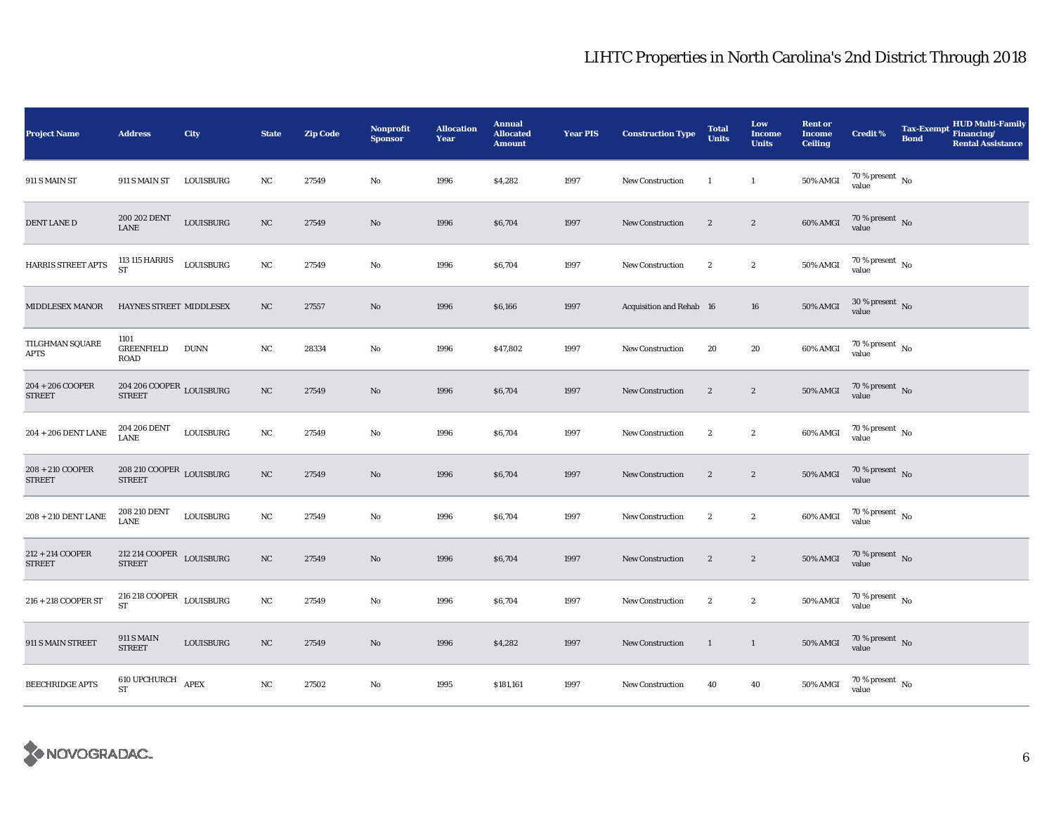# LIHTC Properties in North Carolina's 2nd District Through 2018

| Project Name | Address | City | State | Zip Code | Nonprofit Sponsor | Allocation Year | Annual Allocated Amount | Year PIS | Construction Type | Total Units | Low Income Units | Rent or Income Ceiling | Credit % | Tax-Exempt Bond | HUD Multi-Family Financing/ Rental Assistance |
|---|---|---|---|---|---|---|---|---|---|---|---|---|---|---|---|
| 911 S MAIN ST | 911 S MAIN ST | LOUISBURG | NC | 27549 | No | 1996 | $4,282 | 1997 | New Construction | 1 | 1 | 50% AMGI | 70 % present value | No | |
| DENT LANE D | 200 202 DENT LANE | LOUISBURG | NC | 27549 | No | 1996 | $6,704 | 1997 | New Construction | 2 | 2 | 60% AMGI | 70 % present value | No | |
| HARRIS STREET APTS | 113 115 HARRIS ST | LOUISBURG | NC | 27549 | No | 1996 | $6,704 | 1997 | New Construction | 2 | 2 | 50% AMGI | 70 % present value | No | |
| MIDDLESEX MANOR | HAYNES STREET | MIDDLESEX | NC | 27557 | No | 1996 | $6,166 | 1997 | Acquisition and Rehab | 16 | 16 | 50% AMGI | 30 % present value | No | |
| TILGHMAN SQUARE APTS | 1101 GREENFIELD ROAD | DUNN | NC | 28334 | No | 1996 | $47,802 | 1997 | New Construction | 20 | 20 | 60% AMGI | 70 % present value | No | |
| 204 + 206 COOPER STREET | 204 206 COOPER STREET | LOUISBURG | NC | 27549 | No | 1996 | $6,704 | 1997 | New Construction | 2 | 2 | 50% AMGI | 70 % present value | No | |
| 204 + 206 DENT LANE | 204 206 DENT LANE | LOUISBURG | NC | 27549 | No | 1996 | $6,704 | 1997 | New Construction | 2 | 2 | 60% AMGI | 70 % present value | No | |
| 208 + 210 COOPER STREET | 208 210 COOPER STREET | LOUISBURG | NC | 27549 | No | 1996 | $6,704 | 1997 | New Construction | 2 | 2 | 50% AMGI | 70 % present value | No | |
| 208 + 210 DENT LANE | 208 210 DENT LANE | LOUISBURG | NC | 27549 | No | 1996 | $6,704 | 1997 | New Construction | 2 | 2 | 60% AMGI | 70 % present value | No | |
| 212 + 214 COOPER STREET | 212 214 COOPER STREET | LOUISBURG | NC | 27549 | No | 1996 | $6,704 | 1997 | New Construction | 2 | 2 | 50% AMGI | 70 % present value | No | |
| 216 + 218 COOPER ST | 216 218 COOPER ST | LOUISBURG | NC | 27549 | No | 1996 | $6,704 | 1997 | New Construction | 2 | 2 | 50% AMGI | 70 % present value | No | |
| 911 S MAIN STREET | 911 S MAIN STREET | LOUISBURG | NC | 27549 | No | 1996 | $4,282 | 1997 | New Construction | 1 | 1 | 50% AMGI | 70 % present value | No | |
| BEECHRIDGE APTS | 610 UPCHURCH ST | APEX | NC | 27502 | No | 1995 | $181,161 | 1997 | New Construction | 40 | 40 | 50% AMGI | 70 % present value | No | |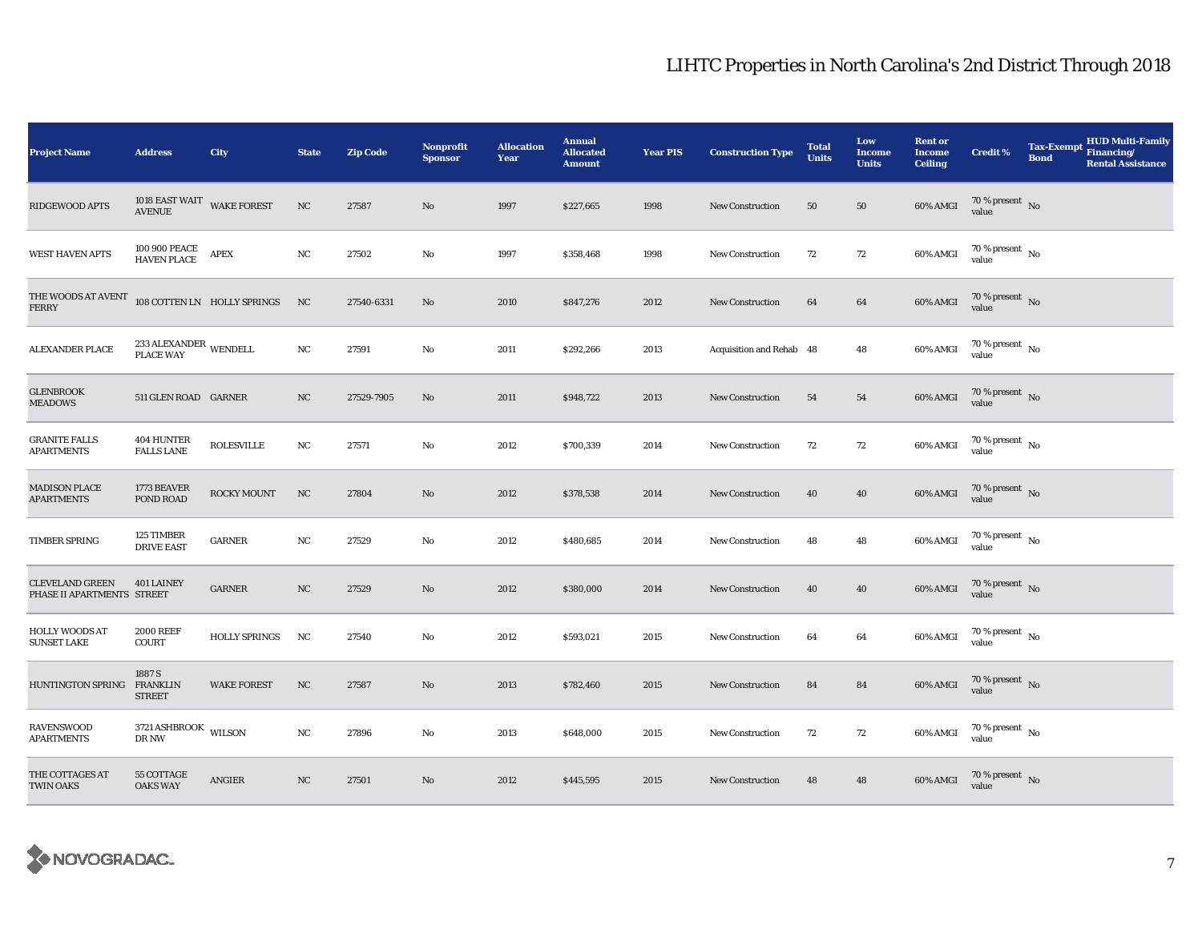# LIHTC Properties in North Carolina's 2nd District Through 2018

| Project Name | Address | City | State | Zip Code | Nonprofit Sponsor | Allocation Year | Annual Allocated Amount | Year PIS | Construction Type | Total Units | Low Income Units | Rent or Income Ceiling | Credit % | Tax-Exempt Bond | HUD Multi-Family Financing/ Rental Assistance |
|---|---|---|---|---|---|---|---|---|---|---|---|---|---|---|---|
| RIDGEWOOD APTS | 1018 EAST WAIT AVENUE | WAKE FOREST | NC | 27587 | No | 1997 | $227,665 | 1998 | New Construction | 50 | 50 | 60% AMGI | 70 % present value | No | |
| WEST HAVEN APTS | 100 900 PEACE HAVEN PLACE | APEX | NC | 27502 | No | 1997 | $358,468 | 1998 | New Construction | 72 | 72 | 60% AMGI | 70 % present value | No | |
| THE WOODS AT AVENT FERRY | 108 COTTEN LN | HOLLY SPRINGS | NC | 27540-6331 | No | 2010 | $847,276 | 2012 | New Construction | 64 | 64 | 60% AMGI | 70 % present value | No | |
| ALEXANDER PLACE | 233 ALEXANDER PLACE WAY | WENDELL | NC | 27591 | No | 2011 | $292,266 | 2013 | Acquisition and Rehab | 48 | 48 | 60% AMGI | 70 % present value | No | |
| GLENBROOK MEADOWS | 511 GLEN ROAD | GARNER | NC | 27529-7905 | No | 2011 | $948,722 | 2013 | New Construction | 54 | 54 | 60% AMGI | 70 % present value | No | |
| GRANITE FALLS APARTMENTS | 404 HUNTER FALLS LANE | ROLESVILLE | NC | 27571 | No | 2012 | $700,339 | 2014 | New Construction | 72 | 72 | 60% AMGI | 70 % present value | No | |
| MADISON PLACE APARTMENTS | 1773 BEAVER POND ROAD | ROCKY MOUNT | NC | 27804 | No | 2012 | $378,538 | 2014 | New Construction | 40 | 40 | 60% AMGI | 70 % present value | No | |
| TIMBER SPRING | 125 TIMBER DRIVE EAST | GARNER | NC | 27529 | No | 2012 | $480,685 | 2014 | New Construction | 48 | 48 | 60% AMGI | 70 % present value | No | |
| CLEVELAND GREEN PHASE II APARTMENTS | 401 LAINEY STREET | GARNER | NC | 27529 | No | 2012 | $380,000 | 2014 | New Construction | 40 | 40 | 60% AMGI | 70 % present value | No | |
| HOLLY WOODS AT SUNSET LAKE | 2000 REEF COURT | HOLLY SPRINGS | NC | 27540 | No | 2012 | $593,021 | 2015 | New Construction | 64 | 64 | 60% AMGI | 70 % present value | No | |
| HUNTINGTON SPRING | 1887 S FRANKLIN STREET | WAKE FOREST | NC | 27587 | No | 2013 | $782,460 | 2015 | New Construction | 84 | 84 | 60% AMGI | 70 % present value | No | |
| RAVENSWOOD APARTMENTS | 3721 ASHBROOK DR NW | WILSON | NC | 27896 | No | 2013 | $648,000 | 2015 | New Construction | 72 | 72 | 60% AMGI | 70 % present value | No | |
| THE COTTAGES AT TWIN OAKS | 55 COTTAGE OAKS WAY | ANGIER | NC | 27501 | No | 2012 | $445,595 | 2015 | New Construction | 48 | 48 | 60% AMGI | 70 % present value | No | |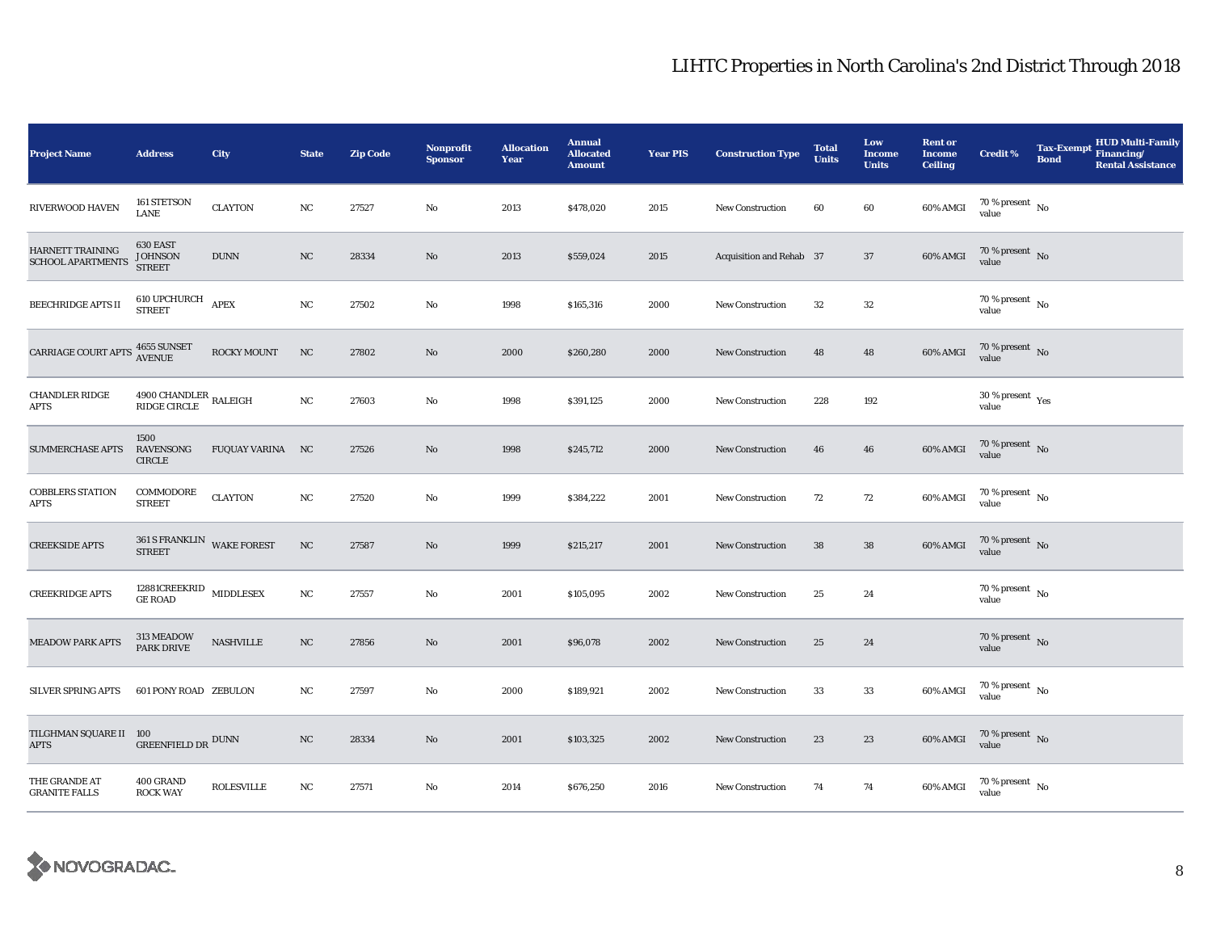# LIHTC Properties in North Carolina's 2nd District Through 2018

| Project Name | Address | City | State | Zip Code | Nonprofit Sponsor | Allocation Year | Annual Allocated Amount | Year PIS | Construction Type | Total Units | Low Income Units | Rent or Income Ceiling | Credit % | Tax-Exempt Bond | HUD Multi-Family Financing/ Rental Assistance |
|---|---|---|---|---|---|---|---|---|---|---|---|---|---|---|---|
| RIVERWOOD HAVEN | 161 STETSON LANE | CLAYTON | NC | 27527 | No | 2013 | $478,020 | 2015 | New Construction | 60 | 60 | 60% AMGI | 70 % present value | No | |
| HARNETT TRAINING SCHOOL APARTMENTS | 630 EAST JOHNSON STREET | DUNN | NC | 28334 | No | 2013 | $559,024 | 2015 | Acquisition and Rehab | 37 | 37 | 60% AMGI | 70 % present value | No | |
| BEECHRIDGE APTS II | 610 UPCHURCH STREET | APEX | NC | 27502 | No | 1998 | $165,316 | 2000 | New Construction | 32 | 32 | | 70 % present value | No | |
| CARRIAGE COURT APTS | 4655 SUNSET AVENUE | ROCKY MOUNT | NC | 27802 | No | 2000 | $260,280 | 2000 | New Construction | 48 | 48 | 60% AMGI | 70 % present value | No | |
| CHANDLER RIDGE APTS | 4900 CHANDLER RIDGE CIRCLE | RALEIGH | NC | 27603 | No | 1998 | $391,125 | 2000 | New Construction | 228 | 192 | | 30 % present value | Yes | |
| SUMMERCHASE APTS | 1500 RAVENSONG CIRCLE | FUQUAY VARINA | NC | 27526 | No | 1998 | $245,712 | 2000 | New Construction | 46 | 46 | 60% AMGI | 70 % present value | No | |
| COBBLERS STATION APTS | COMMODORE STREET | CLAYTON | NC | 27520 | No | 1999 | $384,222 | 2001 | New Construction | 72 | 72 | 60% AMGI | 70 % present value | No | |
| CREEKSIDE APTS | 361 S FRANKLIN STREET | WAKE FOREST | NC | 27587 | No | 1999 | $215,217 | 2001 | New Construction | 38 | 38 | 60% AMGI | 70 % present value | No | |
| CREEKRIDGE APTS | 12881 CREEKRIDGE ROAD | MIDDLESEX | NC | 27557 | No | 2001 | $105,095 | 2002 | New Construction | 25 | 24 | | 70 % present value | No | |
| MEADOW PARK APTS | 313 MEADOW PARK DRIVE | NASHVILLE | NC | 27856 | No | 2001 | $96,078 | 2002 | New Construction | 25 | 24 | | 70 % present value | No | |
| SILVER SPRING APTS | 601 PONY ROAD | ZEBULON | NC | 27597 | No | 2000 | $189,921 | 2002 | New Construction | 33 | 33 | 60% AMGI | 70 % present value | No | |
| TILGHMAN SQUARE II APTS | 100 GREENFIELD DR | DUNN | NC | 28334 | No | 2001 | $103,325 | 2002 | New Construction | 23 | 23 | 60% AMGI | 70 % present value | No | |
| THE GRANDE AT GRANITE FALLS | 400 GRAND ROCK WAY | ROLESVILLE | NC | 27571 | No | 2014 | $676,250 | 2016 | New Construction | 74 | 74 | 60% AMGI | 70 % present value | No | |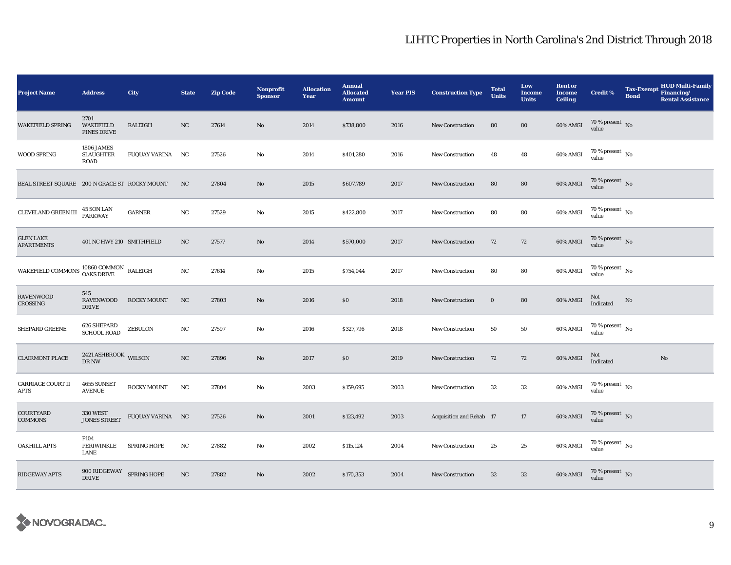# LIHTC Properties in North Carolina's 2nd District Through 2018

| Project Name | Address | City | State | Zip Code | Nonprofit Sponsor | Allocation Year | Annual Allocated Amount | Year PIS | Construction Type | Total Units | Low Income Units | Rent or Income Ceiling | Credit % | Tax-Exempt Bond | HUD Multi-Family Financing/ Rental Assistance |
|---|---|---|---|---|---|---|---|---|---|---|---|---|---|---|---|
| WAKEFIELD SPRING | 2701 WAKEFIELD PINES DRIVE | RALEIGH | NC | 27614 | No | 2014 | $738,800 | 2016 | New Construction | 80 | 80 | 60% AMGI | 70 % present value | No | |
| WOOD SPRING | 1806 JAMES SLAUGHTER ROAD | FUQUAY VARINA | NC | 27526 | No | 2014 | $401,280 | 2016 | New Construction | 48 | 48 | 60% AMGI | 70 % present value | No | |
| BEAL STREET SQUARE | 200 N GRACE ST | ROCKY MOUNT | NC | 27804 | No | 2015 | $607,789 | 2017 | New Construction | 80 | 80 | 60% AMGI | 70 % present value | No | |
| CLEVELAND GREEN III | 45 SON LAN PARKWAY | GARNER | NC | 27529 | No | 2015 | $422,800 | 2017 | New Construction | 80 | 80 | 60% AMGI | 70 % present value | No | |
| GLEN LAKE APARTMENTS | 401 NC HWY 210 | SMITHFIELD | NC | 27577 | No | 2014 | $570,000 | 2017 | New Construction | 72 | 72 | 60% AMGI | 70 % present value | No | |
| WAKEFIELD COMMONS | 10860 COMMON OAKS DRIVE | RALEIGH | NC | 27614 | No | 2015 | $754,044 | 2017 | New Construction | 80 | 80 | 60% AMGI | 70 % present value | No | |
| RAVENWOOD CROSSING | 545 RAVENWOOD DRIVE | ROCKY MOUNT | NC | 27803 | No | 2016 | $0 | 2018 | New Construction | 0 | 80 | 60% AMGI | Not Indicated | No | |
| SHEPARD GREENE | 626 SHEPARD SCHOOL ROAD | ZEBULON | NC | 27597 | No | 2016 | $327,796 | 2018 | New Construction | 50 | 50 | 60% AMGI | 70 % present value | No | |
| CLAIRMONT PLACE | 2421 ASHBROOK DR NW | WILSON | NC | 27896 | No | 2017 | $0 | 2019 | New Construction | 72 | 72 | 60% AMGI | Not Indicated | | No |
| CARRIAGE COURT II APTS | 4655 SUNSET AVENUE | ROCKY MOUNT | NC | 27804 | No | 2003 | $159,695 | 2003 | New Construction | 32 | 32 | 60% AMGI | 70 % present value | No | |
| COURTYARD COMMONS | 330 WEST JONES STREET | FUQUAY VARINA | NC | 27526 | No | 2001 | $123,492 | 2003 | Acquisition and Rehab | 17 | 17 | 60% AMGI | 70 % present value | No | |
| OAKHILL APTS | P104 PERIWINKLE LANE | SPRING HOPE | NC | 27882 | No | 2002 | $115,124 | 2004 | New Construction | 25 | 25 | 60% AMGI | 70 % present value | No | |
| RIDGEWAY APTS | 900 RIDGEWAY DRIVE | SPRING HOPE | NC | 27882 | No | 2002 | $170,353 | 2004 | New Construction | 32 | 32 | 60% AMGI | 70 % present value | No | |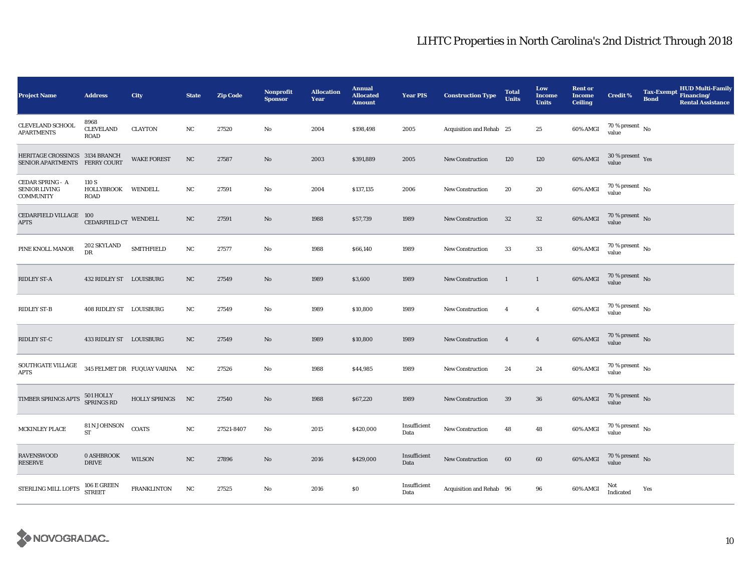# LIHTC Properties in North Carolina's 2nd District Through 2018

| Project Name | Address | City | State | Zip Code | Nonprofit Sponsor | Allocation Year | Annual Allocated Amount | Year PIS | Construction Type | Total Units | Low Income Units | Rent or Income Ceiling | Credit % | Tax-Exempt Bond | HUD Multi-Family Financing/ Rental Assistance |
|---|---|---|---|---|---|---|---|---|---|---|---|---|---|---|---|
| CLEVELAND SCHOOL APARTMENTS | 8968 CLEVELAND ROAD | CLAYTON | NC | 27520 | No | 2004 | $198,498 | 2005 | Acquisition and Rehab | 25 | 25 | 60% AMGI | 70 % present value | No | |
| HERITAGE CROSSINGS SENIOR APARTMENTS | 3134 BRANCH FERRY COURT | WAKE FOREST | NC | 27587 | No | 2003 | $391,889 | 2005 | New Construction | 120 | 120 | 60% AMGI | 30 % present value | Yes | |
| CEDAR SPRING - A SENIOR LIVING COMMUNITY | 110 S HOLLYBROOK ROAD | WENDELL | NC | 27591 | No | 2004 | $137,135 | 2006 | New Construction | 20 | 20 | 60% AMGI | 70 % present value | No | |
| CEDARFIELD VILLAGE APTS | 100 CEDARFIELD CT | WENDELL | NC | 27591 | No | 1988 | $57,739 | 1989 | New Construction | 32 | 32 | 60% AMGI | 70 % present value | No | |
| PINE KNOLL MANOR | 202 SKYLAND DR | SMITHFIELD | NC | 27577 | No | 1988 | $66,140 | 1989 | New Construction | 33 | 33 | 60% AMGI | 70 % present value | No | |
| RIDLEY ST-A | 432 RIDLEY ST | LOUISBURG | NC | 27549 | No | 1989 | $3,600 | 1989 | New Construction | 1 | 1 | 60% AMGI | 70 % present value | No | |
| RIDLEY ST-B | 408 RIDLEY ST | LOUISBURG | NC | 27549 | No | 1989 | $10,800 | 1989 | New Construction | 4 | 4 | 60% AMGI | 70 % present value | No | |
| RIDLEY ST-C | 433 RIDLEY ST | LOUISBURG | NC | 27549 | No | 1989 | $10,800 | 1989 | New Construction | 4 | 4 | 60% AMGI | 70 % present value | No | |
| SOUTHGATE VILLAGE APTS | 345 FELMET DR | FUQUAY VARINA | NC | 27526 | No | 1988 | $44,985 | 1989 | New Construction | 24 | 24 | 60% AMGI | 70 % present value | No | |
| TIMBER SPRINGS APTS | 501 HOLLY SPRINGS RD | HOLLY SPRINGS | NC | 27540 | No | 1988 | $67,220 | 1989 | New Construction | 39 | 36 | 60% AMGI | 70 % present value | No | |
| MCKINLEY PLACE | 81 N JOHNSON ST | COATS | NC | 27521-8407 | No | 2015 | $420,000 | Insufficient Data | New Construction | 48 | 48 | 60% AMGI | 70 % present value | No | |
| RAVENSWOOD RESERVE | 0 ASHBROOK DRIVE | WILSON | NC | 27896 | No | 2016 | $429,000 | Insufficient Data | New Construction | 60 | 60 | 60% AMGI | 70 % present value | No | |
| STERLING MILL LOFTS | 106 E GREEN STREET | FRANKLINTON | NC | 27525 | No | 2016 | $0 | Insufficient Data | Acquisition and Rehab | 96 | 96 | 60% AMGI | Not Indicated | Yes | |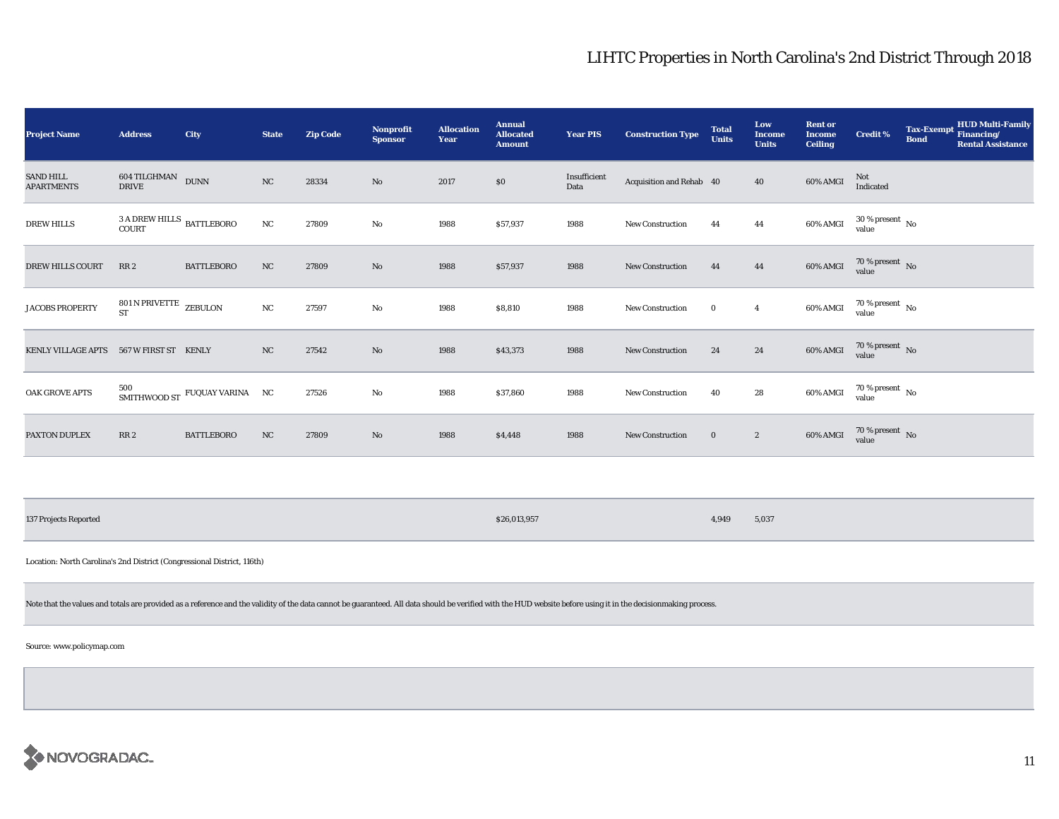# LIHTC Properties in North Carolina's 2nd District Through 2018

| Project Name | Address | City | State | Zip Code | Nonprofit Sponsor | Allocation Year | Annual Allocated Amount | Year PIS | Construction Type | Total Units | Low Income Units | Rent or Income Ceiling | Credit % | Tax-Exempt Bond | HUD Multi-Family Financing/ Rental Assistance |
|---|---|---|---|---|---|---|---|---|---|---|---|---|---|---|---|
| SAND HILL APARTMENTS | 604 TILGHMAN DRIVE | DUNN | NC | 28334 | No | 2017 | $0 | Insufficient Data | Acquisition and Rehab | 40 | 40 | 60% AMGI | Not Indicated | | |
| DREW HILLS | 3 A DREW HILLS COURT | BATTLEBORO | NC | 27809 | No | 1988 | $57,937 | 1988 | New Construction | 44 | 44 | 60% AMGI | 30 % present value | No | |
| DREW HILLS COURT | RR 2 | BATTLEBORO | NC | 27809 | No | 1988 | $57,937 | 1988 | New Construction | 44 | 44 | 60% AMGI | 70 % present value | No | |
| JACOBS PROPERTY | 801 N PRIVETTE ST | ZEBULON | NC | 27597 | No | 1988 | $8,810 | 1988 | New Construction | 0 | 4 | 60% AMGI | 70 % present value | No | |
| KENLY VILLAGE APTS | 567 W FIRST ST | KENLY | NC | 27542 | No | 1988 | $43,373 | 1988 | New Construction | 24 | 24 | 60% AMGI | 70 % present value | No | |
| OAK GROVE APTS | 500 SMITHWOOD ST | FUQUAY VARINA | NC | 27526 | No | 1988 | $37,860 | 1988 | New Construction | 40 | 28 | 60% AMGI | 70 % present value | No | |
| PAXTON DUPLEX | RR 2 | BATTLEBORO | NC | 27809 | No | 1988 | $4,448 | 1988 | New Construction | 0 | 2 | 60% AMGI | 70 % present value | No | |
| | | | | | | | | | | | | | | | |
| 137 Projects Reported | | | | | | | $26,013,957 | | | 4,949 | 5,037 | | | | |

Location: North Carolina's 2nd District (Congressional District, 116th)

Note that the values and totals are provided as a reference and the validity of the data cannot be guaranteed. All data should be verified with the HUD website before using it in the decisionmaking process.

Source: www.policymap.com